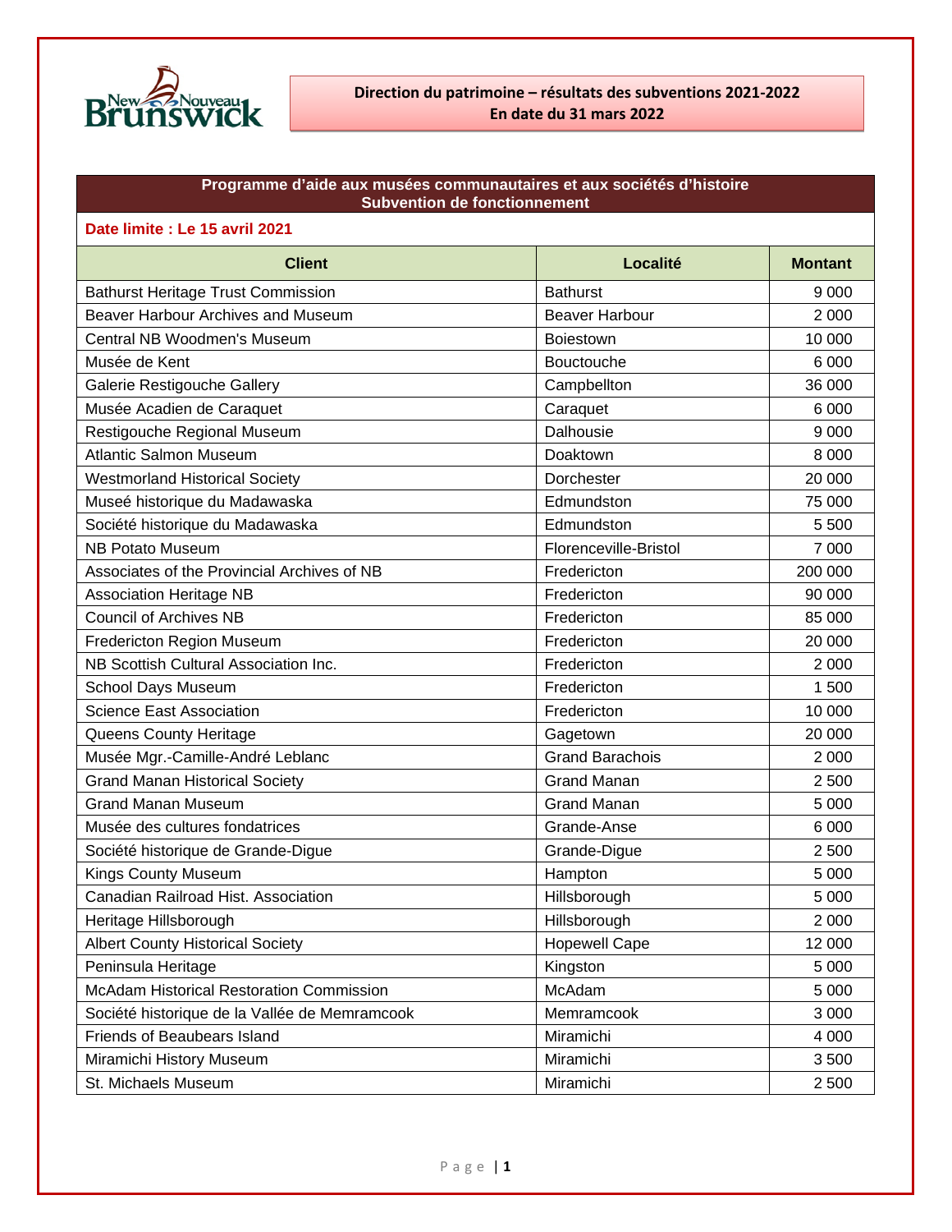# Direction du patrimoine – résultats des subventions 2021-2022
**En date du 31 mars 2022**

## Programme d'aide aux musées communautaires et aux sociétés d'histoire
### Subvention de fonctionnement

**Date limite : Le 15 avril 2021**

| Client | Localité | Montant |
|---|---|---|
| Bathurst Heritage Trust Commission | Bathurst | 9 000 |
| Beaver Harbour Archives and Museum | Beaver Harbour | 2 000 |
| Central NB Woodmen's Museum | Boiestown | 10 000 |
| Musée de Kent | Bouctouche | 6 000 |
| Galerie Restigouche Gallery | Campbellton | 36 000 |
| Musée Acadien de Caraquet | Caraquet | 6 000 |
| Restigouche Regional Museum | Dalhousie | 9 000 |
| Atlantic Salmon Museum | Doaktown | 8 000 |
| Westmorland Historical Society | Dorchester | 20 000 |
| Museé historique du Madawaska | Edmundston | 75 000 |
| Société historique du Madawaska | Edmundston | 5 500 |
| NB Potato Museum | Florenceville-Bristol | 7 000 |
| Associates of the Provincial Archives of NB | Fredericton | 200 000 |
| Association Heritage NB | Fredericton | 90 000 |
| Council of Archives NB | Fredericton | 85 000 |
| Fredericton Region Museum | Fredericton | 20 000 |
| NB Scottish Cultural Association Inc. | Fredericton | 2 000 |
| School Days Museum | Fredericton | 1 500 |
| Science East Association | Fredericton | 10 000 |
| Queens County Heritage | Gagetown | 20 000 |
| Musée Mgr.-Camille-André Leblanc | Grand Barachois | 2 000 |
| Grand Manan Historical Society | Grand Manan | 2 500 |
| Grand Manan Museum | Grand Manan | 5 000 |
| Musée des cultures fondatrices | Grande-Anse | 6 000 |
| Société historique de Grande-Digue | Grande-Digue | 2 500 |
| Kings County Museum | Hampton | 5 000 |
| Canadian Railroad Hist. Association | Hillsborough | 5 000 |
| Heritage Hillsborough | Hillsborough | 2 000 |
| Albert County Historical Society | Hopewell Cape | 12 000 |
| Peninsula Heritage | Kingston | 5 000 |
| McAdam Historical Restoration Commission | McAdam | 5 000 |
| Société historique de la Vallée de Memramcook | Memramcook | 3 000 |
| Friends of Beaubears Island | Miramichi | 4 000 |
| Miramichi History Museum | Miramichi | 3 500 |
| St. Michaels Museum | Miramichi | 2 500 |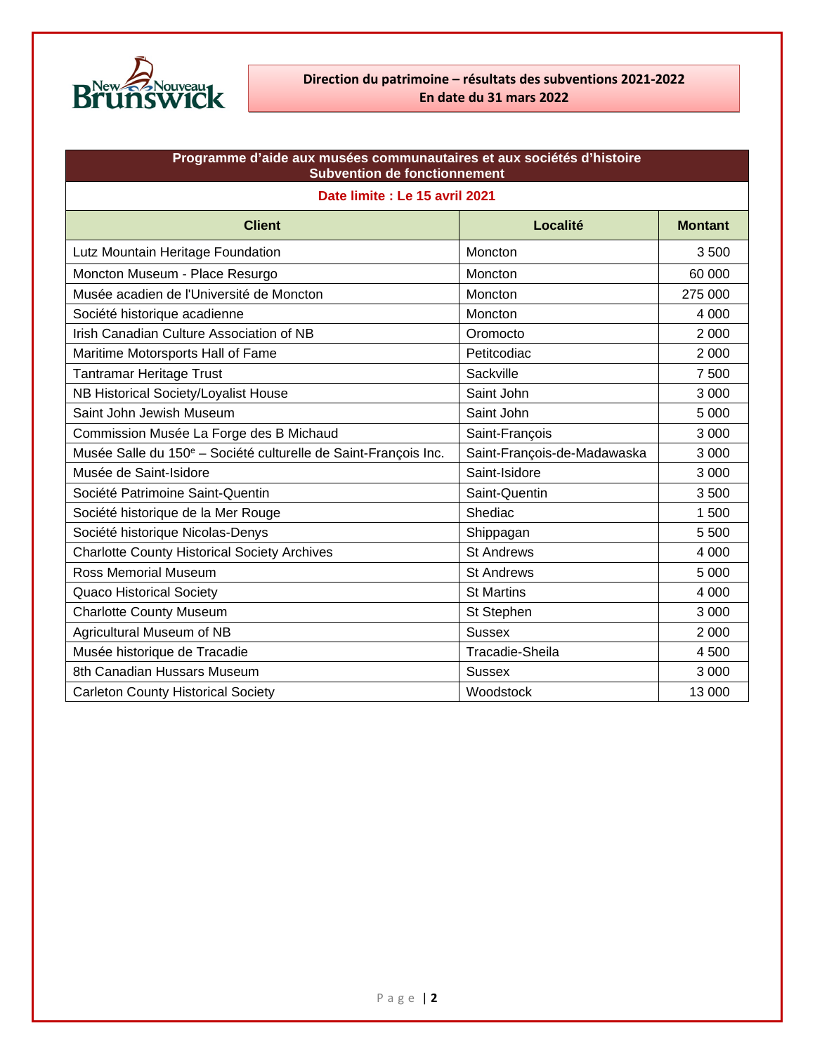**Direction du patrimoine – résultats des subventions 2021-2022**
**En date du 31 mars 2022**

## Programme d'aide aux musées communautaires et aux sociétés d'histoire
### Subvention de fonctionnement

**Date limite : Le 15 avril 2021**

| Client | Localité | Montant |
|---|---|---|
| Lutz Mountain Heritage Foundation | Moncton | 3 500 |
| Moncton Museum - Place Resurgo | Moncton | 60 000 |
| Musée acadien de l'Université de Moncton | Moncton | 275 000 |
| Société historique acadienne | Moncton | 4 000 |
| Irish Canadian Culture Association of NB | Oromocto | 2 000 |
| Maritime Motorsports Hall of Fame | Petitcodiac | 2 000 |
| Tantramar Heritage Trust | Sackville | 7 500 |
| NB Historical Society/Loyalist House | Saint John | 3 000 |
| Saint John Jewish Museum | Saint John | 5 000 |
| Commission Musée La Forge des B Michaud | Saint-François | 3 000 |
| Musée Salle du 150e – Société culturelle de Saint-François Inc. | Saint-François-de-Madawaska | 3 000 |
| Musée de Saint-Isidore | Saint-Isidore | 3 000 |
| Société Patrimoine Saint-Quentin | Saint-Quentin | 3 500 |
| Société historique de la Mer Rouge | Shediac | 1 500 |
| Société historique Nicolas-Denys | Shippagan | 5 500 |
| Charlotte County Historical Society Archives | St Andrews | 4 000 |
| Ross Memorial Museum | St Andrews | 5 000 |
| Quaco Historical Society | St Martins | 4 000 |
| Charlotte County Museum | St Stephen | 3 000 |
| Agricultural Museum of NB | Sussex | 2 000 |
| Musée historique de Tracadie | Tracadie-Sheila | 4 500 |
| 8th Canadian Hussars Museum | Sussex | 3 000 |
| Carleton County Historical Society | Woodstock | 13 000 |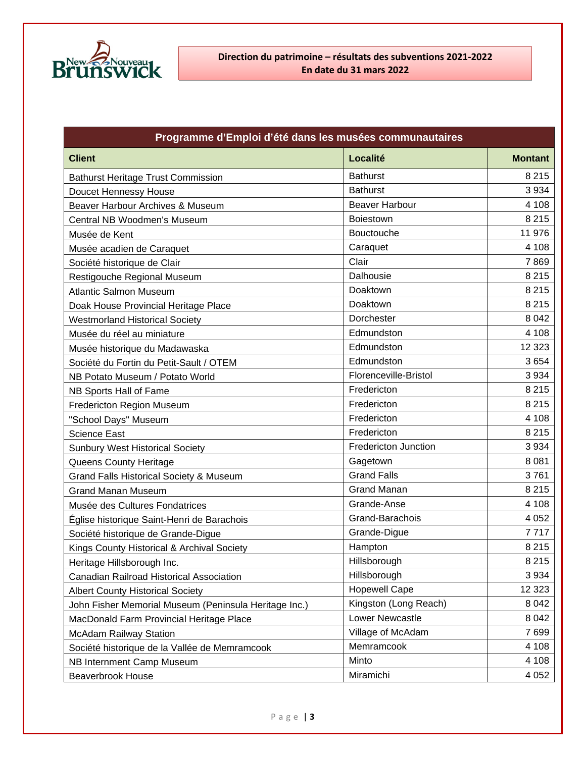**Direction du patrimoine – résultats des subventions 2021-2022**
**En date du 31 mars 2022**

| Programme d'Emploi d'été dans les musées communautaires | | |
|---|---|---|
| **Client** | **Localité** | **Montant** |
| Bathurst Heritage Trust Commission | Bathurst | 8 215 |
| Doucet Hennessy House | Bathurst | 3 934 |
| Beaver Harbour Archives & Museum | Beaver Harbour | 4 108 |
| Central NB Woodmen's Museum | Boiestown | 8 215 |
| Musée de Kent | Bouctouche | 11 976 |
| Musée acadien de Caraquet | Caraquet | 4 108 |
| Société historique de Clair | Clair | 7 869 |
| Restigouche Regional Museum | Dalhousie | 8 215 |
| Atlantic Salmon Museum | Doaktown | 8 215 |
| Doak House Provincial Heritage Place | Doaktown | 8 215 |
| Westmorland Historical Society | Dorchester | 8 042 |
| Musée du réel au miniature | Edmundston | 4 108 |
| Musée historique du Madawaska | Edmundston | 12 323 |
| Société du Fortin du Petit-Sault / OTEM | Edmundston | 3 654 |
| NB Potato Museum / Potato World | Florenceville-Bristol | 3 934 |
| NB Sports Hall of Fame | Fredericton | 8 215 |
| Fredericton Region Museum | Fredericton | 8 215 |
| "School Days" Museum | Fredericton | 4 108 |
| Science East | Fredericton | 8 215 |
| Sunbury West Historical Society | Fredericton Junction | 3 934 |
| Queens County Heritage | Gagetown | 8 081 |
| Grand Falls Historical Society & Museum | Grand Falls | 3 761 |
| Grand Manan Museum | Grand Manan | 8 215 |
| Musée des Cultures Fondatrices | Grande-Anse | 4 108 |
| Église historique Saint-Henri de Barachois | Grand-Barachois | 4 052 |
| Société historique de Grande-Digue | Grande-Digue | 7 717 |
| Kings County Historical & Archival Society | Hampton | 8 215 |
| Heritage Hillsborough Inc. | Hillsborough | 8 215 |
| Canadian Railroad Historical Association | Hillsborough | 3 934 |
| Albert County Historical Society | Hopewell Cape | 12 323 |
| John Fisher Memorial Museum (Peninsula Heritage Inc.) | Kingston (Long Reach) | 8 042 |
| MacDonald Farm Provincial Heritage Place | Lower Newcastle | 8 042 |
| McAdam Railway Station | Village of McAdam | 7 699 |
| Société historique de la Vallée de Memramcook | Memramcook | 4 108 |
| NB Internment Camp Museum | Minto | 4 108 |
| Beaverbrook House | Miramichi | 4 052 |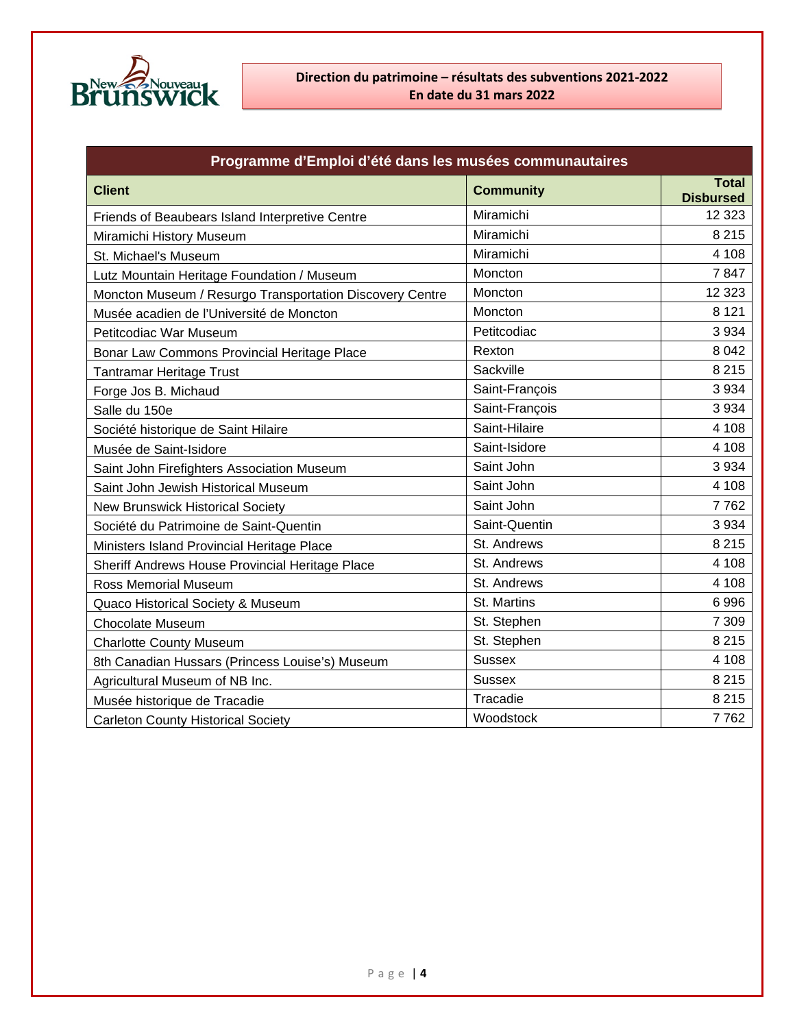**Direction du patrimoine – résultats des subventions 2021-2022**
**En date du 31 mars 2022**

| Programme d'Emploi d'été dans les musées communautaires | | |
|---|---|---|
| **Client** | **Community** | **Total Disbursed** |
| Friends of Beaubears Island Interpretive Centre | Miramichi | 12 323 |
| Miramichi History Museum | Miramichi | 8 215 |
| St. Michael's Museum | Miramichi | 4 108 |
| Lutz Mountain Heritage Foundation / Museum | Moncton | 7 847 |
| Moncton Museum / Resurgo Transportation Discovery Centre | Moncton | 12 323 |
| Musée acadien de l'Université de Moncton | Moncton | 8 121 |
| Petitcodiac War Museum | Petitcodiac | 3 934 |
| Bonar Law Commons Provincial Heritage Place | Rexton | 8 042 |
| Tantramar Heritage Trust | Sackville | 8 215 |
| Forge Jos B. Michaud | Saint-François | 3 934 |
| Salle du 150e | Saint-François | 3 934 |
| Société historique de Saint Hilaire | Saint-Hilaire | 4 108 |
| Musée de Saint-Isidore | Saint-Isidore | 4 108 |
| Saint John Firefighters Association Museum | Saint John | 3 934 |
| Saint John Jewish Historical Museum | Saint John | 4 108 |
| New Brunswick Historical Society | Saint John | 7 762 |
| Société du Patrimoine de Saint-Quentin | Saint-Quentin | 3 934 |
| Ministers Island Provincial Heritage Place | St. Andrews | 8 215 |
| Sheriff Andrews House Provincial Heritage Place | St. Andrews | 4 108 |
| Ross Memorial Museum | St. Andrews | 4 108 |
| Quaco Historical Society & Museum | St. Martins | 6 996 |
| Chocolate Museum | St. Stephen | 7 309 |
| Charlotte County Museum | St. Stephen | 8 215 |
| 8th Canadian Hussars (Princess Louise's) Museum | Sussex | 4 108 |
| Agricultural Museum of NB Inc. | Sussex | 8 215 |
| Musée historique de Tracadie | Tracadie | 8 215 |
| Carleton County Historical Society | Woodstock | 7 762 |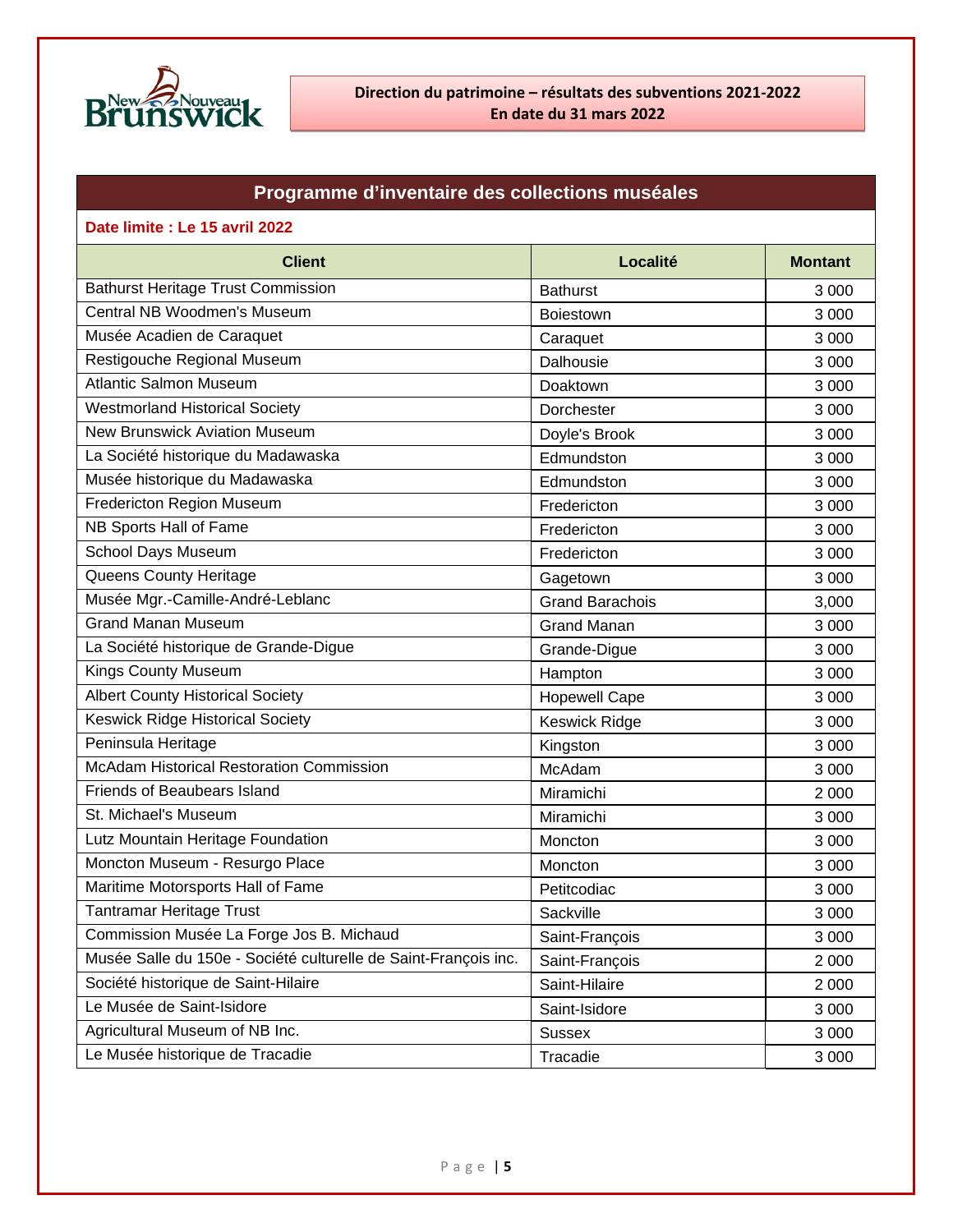**Direction du patrimoine – résultats des subventions 2021-2022**
**En date du 31 mars 2022**

## Programme d'inventaire des collections muséales

**Date limite : Le 15 avril 2022**

| Client | Localité | Montant |
|---|---|---|
| Bathurst Heritage Trust Commission | Bathurst | 3 000 |
| Central NB Woodmen's Museum | Boiestown | 3 000 |
| Musée Acadien de Caraquet | Caraquet | 3 000 |
| Restigouche Regional Museum | Dalhousie | 3 000 |
| Atlantic Salmon Museum | Doaktown | 3 000 |
| Westmorland Historical Society | Dorchester | 3 000 |
| New Brunswick Aviation Museum | Doyle's Brook | 3 000 |
| La Société historique du Madawaska | Edmundston | 3 000 |
| Musée historique du Madawaska | Edmundston | 3 000 |
| Fredericton Region Museum | Fredericton | 3 000 |
| NB Sports Hall of Fame | Fredericton | 3 000 |
| School Days Museum | Fredericton | 3 000 |
| Queens County Heritage | Gagetown | 3 000 |
| Musée Mgr.-Camille-André-Leblanc | Grand Barachois | 3,000 |
| Grand Manan Museum | Grand Manan | 3 000 |
| La Société historique de Grande-Digue | Grande-Digue | 3 000 |
| Kings County Museum | Hampton | 3 000 |
| Albert County Historical Society | Hopewell Cape | 3 000 |
| Keswick Ridge Historical Society | Keswick Ridge | 3 000 |
| Peninsula Heritage | Kingston | 3 000 |
| McAdam Historical Restoration Commission | McAdam | 3 000 |
| Friends of Beaubears Island | Miramichi | 2 000 |
| St. Michael's Museum | Miramichi | 3 000 |
| Lutz Mountain Heritage Foundation | Moncton | 3 000 |
| Moncton Museum - Resurgo Place | Moncton | 3 000 |
| Maritime Motorsports Hall of Fame | Petitcodiac | 3 000 |
| Tantramar Heritage Trust | Sackville | 3 000 |
| Commission Musée La Forge Jos B. Michaud | Saint-François | 3 000 |
| Musée Salle du 150e - Société culturelle de Saint-François inc. | Saint-François | 2 000 |
| Société historique de Saint-Hilaire | Saint-Hilaire | 2 000 |
| Le Musée de Saint-Isidore | Saint-Isidore | 3 000 |
| Agricultural Museum of NB Inc. | Sussex | 3 000 |
| Le Musée historique de Tracadie | Tracadie | 3 000 |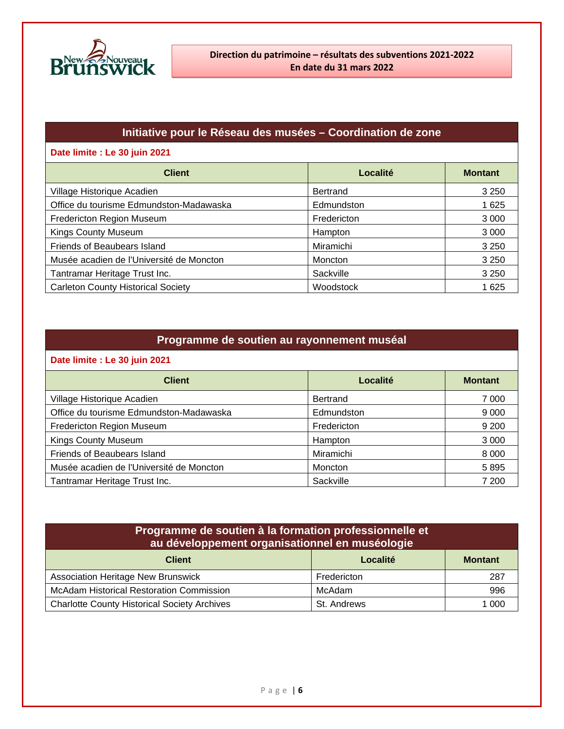**Direction du patrimoine – résultats des subventions 2021-2022**
**En date du 31 mars 2022**

## Initiative pour le Réseau des musées – Coordination de zone

**Date limite : Le 30 juin 2021**

| Client | Localité | Montant |
|---|---|---|
| Village Historique Acadien | Bertrand | 3 250 |
| Office du tourisme Edmundston-Madawaska | Edmundston | 1 625 |
| Fredericton Region Museum | Fredericton | 3 000 |
| Kings County Museum | Hampton | 3 000 |
| Friends of Beaubears Island | Miramichi | 3 250 |
| Musée acadien de l'Université de Moncton | Moncton | 3 250 |
| Tantramar Heritage Trust Inc. | Sackville | 3 250 |
| Carleton County Historical Society | Woodstock | 1 625 |

## Programme de soutien au rayonnement muséal

**Date limite : Le 30 juin 2021**

| Client | Localité | Montant |
|---|---|---|
| Village Historique Acadien | Bertrand | 7 000 |
| Office du tourisme Edmundston-Madawaska | Edmundston | 9 000 |
| Fredericton Region Museum | Fredericton | 9 200 |
| Kings County Museum | Hampton | 3 000 |
| Friends of Beaubears Island | Miramichi | 8 000 |
| Musée acadien de l'Université de Moncton | Moncton | 5 895 |
| Tantramar Heritage Trust Inc. | Sackville | 7 200 |

## Programme de soutien à la formation professionnelle et au développement organisationnel en muséologie

| Client | Localité | Montant |
|---|---|---|
| Association Heritage New Brunswick | Fredericton | 287 |
| McAdam Historical Restoration Commission | McAdam | 996 |
| Charlotte County Historical Society Archives | St. Andrews | 1 000 |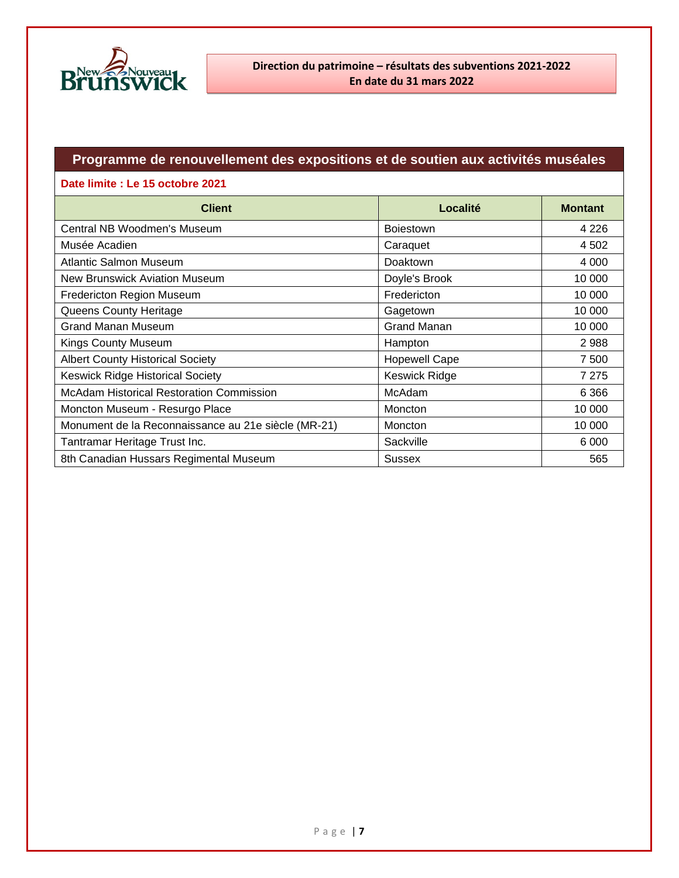Direction du patrimoine – résultats des subventions 2021-2022
En date du 31 mars 2022

## Programme de renouvellement des expositions et de soutien aux activités muséales

**Date limite : Le 15 octobre 2021**

| Client | Localité | Montant |
|---|---|---|
| Central NB Woodmen's Museum | Boiestown | 4 226 |
| Musée Acadien | Caraquet | 4 502 |
| Atlantic Salmon Museum | Doaktown | 4 000 |
| New Brunswick Aviation Museum | Doyle's Brook | 10 000 |
| Fredericton Region Museum | Fredericton | 10 000 |
| Queens County Heritage | Gagetown | 10 000 |
| Grand Manan Museum | Grand Manan | 10 000 |
| Kings County Museum | Hampton | 2 988 |
| Albert County Historical Society | Hopewell Cape | 7 500 |
| Keswick Ridge Historical Society | Keswick Ridge | 7 275 |
| McAdam Historical Restoration Commission | McAdam | 6 366 |
| Moncton Museum - Resurgo Place | Moncton | 10 000 |
| Monument de la Reconnaissance au 21e siècle (MR-21) | Moncton | 10 000 |
| Tantramar Heritage Trust Inc. | Sackville | 6 000 |
| 8th Canadian Hussars Regimental Museum | Sussex | 565 |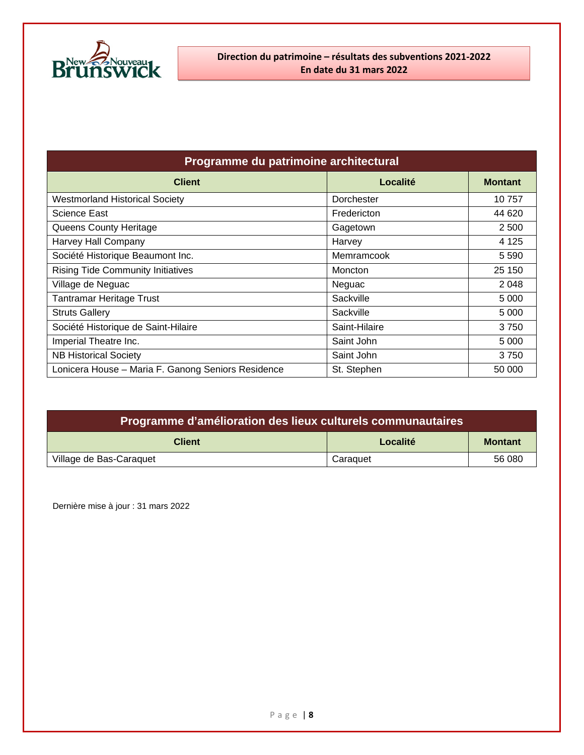**Direction du patrimoine – résultats des subventions 2021-2022**
**En date du 31 mars 2022**

## Programme du patrimoine architectural

| Client | Localité | Montant |
|---|---|---|
| Westmorland Historical Society | Dorchester | 10 757 |
| Science East | Fredericton | 44 620 |
| Queens County Heritage | Gagetown | 2 500 |
| Harvey Hall Company | Harvey | 4 125 |
| Société Historique Beaumont Inc. | Memramcook | 5 590 |
| Rising Tide Community Initiatives | Moncton | 25 150 |
| Village de Neguac | Neguac | 2 048 |
| Tantramar Heritage Trust | Sackville | 5 000 |
| Struts Gallery | Sackville | 5 000 |
| Société Historique de Saint-Hilaire | Saint-Hilaire | 3 750 |
| Imperial Theatre Inc. | Saint John | 5 000 |
| NB Historical Society | Saint John | 3 750 |
| Lonicera House – Maria F. Ganong Seniors Residence | St. Stephen | 50 000 |

## Programme d'amélioration des lieux culturels communautaires

| Client | Localité | Montant |
|---|---|---|
| Village de Bas-Caraquet | Caraquet | 56 080 |

Dernière mise à jour : 31 mars 2022